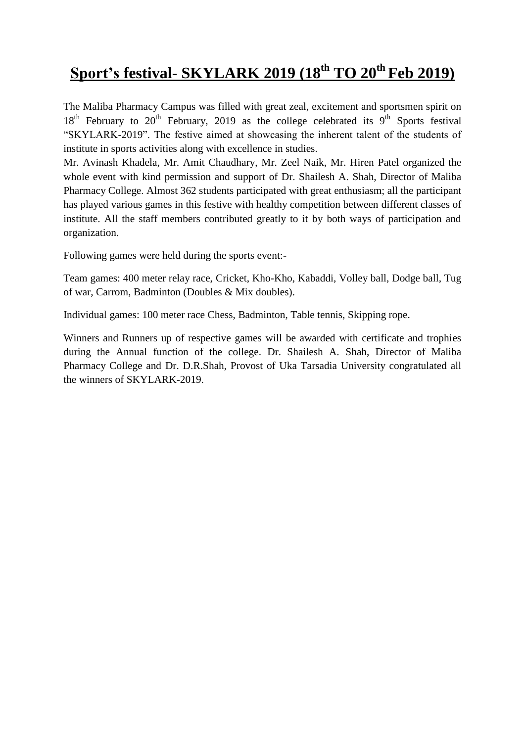# **Sport's festival- SKYLARK 2019 (18th TO 20th Feb 2019)**

The Maliba Pharmacy Campus was filled with great zeal, excitement and sportsmen spirit on 18th February to 20th February, 2019 as the college celebrated its 9th Sports festival "SKYLARK-2019". The festive aimed at showcasing the inherent talent of the students of institute in sports activities along with excellence in studies.
Mr. Avinash Khadela, Mr. Amit Chaudhary, Mr. Zeel Naik, Mr. Hiren Patel organized the whole event with kind permission and support of Dr. Shailesh A. Shah, Director of Maliba Pharmacy College. Almost 362 students participated with great enthusiasm; all the participant has played various games in this festive with healthy competition between different classes of institute. All the staff members contributed greatly to it by both ways of participation and organization.

Following games were held during the sports event:-

Team games: 400 meter relay race, Cricket, Kho-Kho, Kabaddi, Volley ball, Dodge ball, Tug of war, Carrom, Badminton (Doubles & Mix doubles).

Individual games: 100 meter race Chess, Badminton, Table tennis, Skipping rope.

Winners and Runners up of respective games will be awarded with certificate and trophies during the Annual function of the college. Dr. Shailesh A. Shah, Director of Maliba Pharmacy College and Dr. D.R.Shah, Provost of Uka Tarsadia University congratulated all the winners of SKYLARK-2019.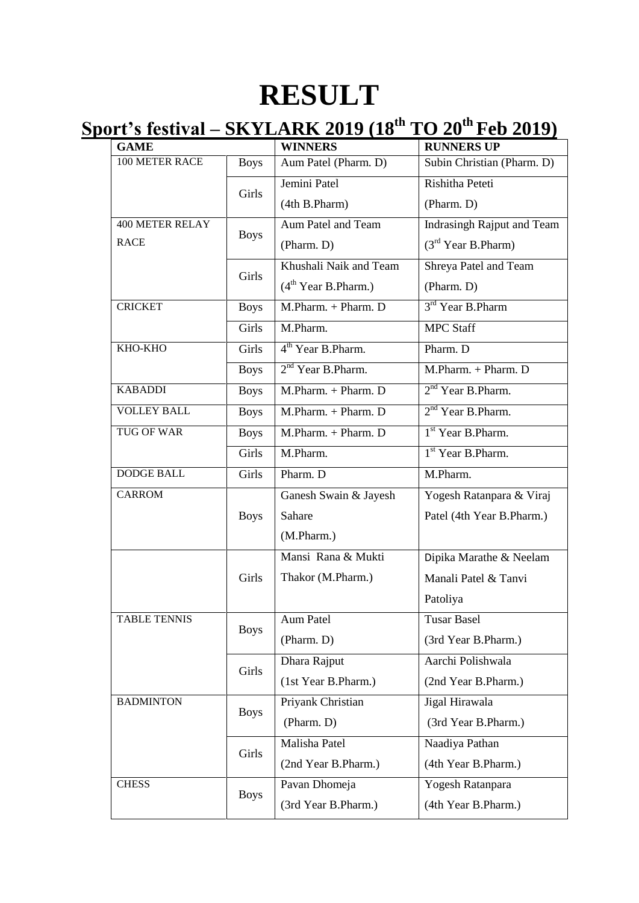# RESULT

## Sport's festival – SKYLARK 2019 (18th TO 20th Feb 2019)

| GAME | | WINNERS | RUNNERS UP |
|---|---|---|---|
| 100 METER RACE | Boys | Aum Patel (Pharm. D) | Subin Christian (Pharm. D) |
| | Girls | Jemini Patel (4th B.Pharm) | Rishitha Peteti (Pharm. D) |
| 400 METER RELAY RACE | Boys | Aum Patel and Team (Pharm. D) | Indrasingh Rajput and Team (3rd Year B.Pharm) |
| | Girls | Khushali Naik and Team (4th Year B.Pharm.) | Shreya Patel and Team (Pharm. D) |
| CRICKET | Boys | M.Pharm. + Pharm. D | 3rd Year B.Pharm |
| | Girls | M.Pharm. | MPC Staff |
| KHO-KHO | Girls | 4th Year B.Pharm. | Pharm. D |
| | Boys | 2nd Year B.Pharm. | M.Pharm. + Pharm. D |
| KABADDI | Boys | M.Pharm. + Pharm. D | 2nd Year B.Pharm. |
| VOLLEY BALL | Boys | M.Pharm. + Pharm. D | 2nd Year B.Pharm. |
| TUG OF WAR | Boys | M.Pharm. + Pharm. D | 1st Year B.Pharm. |
| | Girls | M.Pharm. | 1st Year B.Pharm. |
| DODGE BALL | Girls | Pharm. D | M.Pharm. |
| CARROM | Boys | Ganesh Swain & Jayesh Sahare (M.Pharm.) | Yogesh Ratanpara & Viraj Patel (4th Year B.Pharm.) |
| | Girls | Mansi Rana & Mukti Thakor (M.Pharm.) | Dipika Marathe & Neelam Manali Patel & Tanvi Patoliya |
| TABLE TENNIS | Boys | Aum Patel (Pharm. D) | Tusar Basel (3rd Year B.Pharm.) |
| | Girls | Dhara Rajput (1st Year B.Pharm.) | Aarchi Polishwala (2nd Year B.Pharm.) |
| BADMINTON | Boys | Priyank Christian (Pharm. D) | Jigal Hirawala (3rd Year B.Pharm.) |
| | Girls | Malisha Patel (2nd Year B.Pharm.) | Naadiya Pathan (4th Year B.Pharm.) |
| CHESS | Boys | Pavan Dhomeja (3rd Year B.Pharm.) | Yogesh Ratanpara (4th Year B.Pharm.) |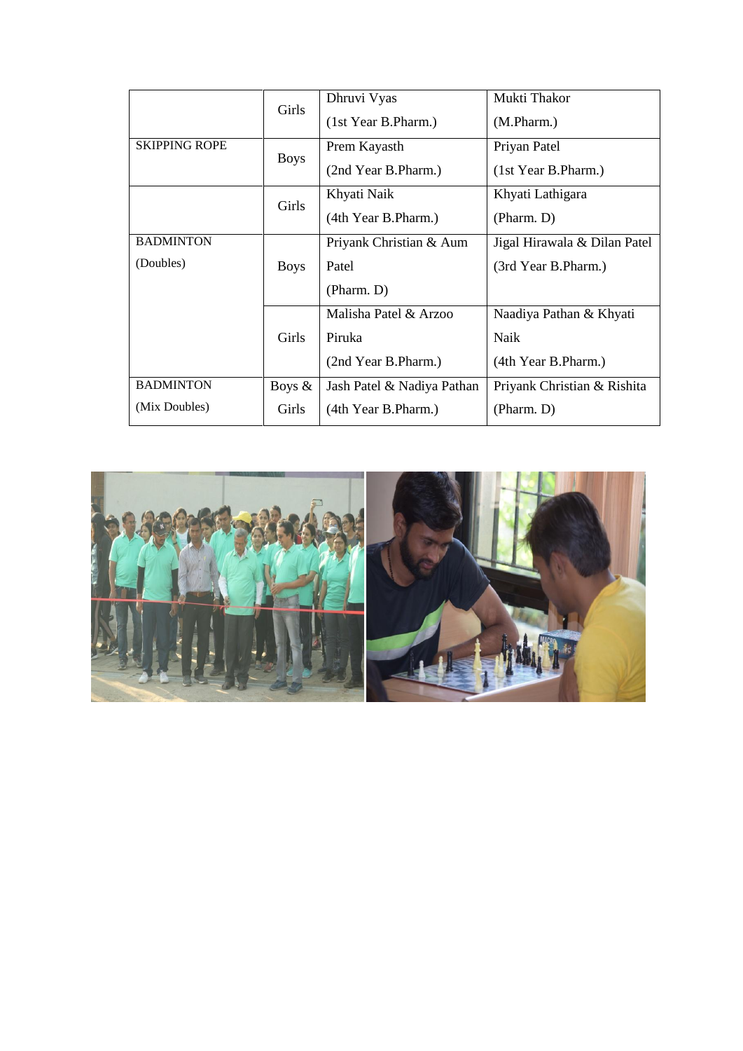| | | | |
|---|---|---|---|
| | Girls | Dhruvi Vyas (1st Year B.Pharm.) | Mukti Thakor (M.Pharm.) |
| SKIPPING ROPE | Boys | Prem Kayasth (2nd Year B.Pharm.) | Priyan Patel (1st Year B.Pharm.) |
| | Girls | Khyati Naik (4th Year B.Pharm.) | Khyati Lathigara (Pharm. D) |
| BADMINTON (Doubles) | Boys | Priyank Christian & Aum Patel (Pharm. D) | Jigal Hirawala & Dilan Patel (3rd Year B.Pharm.) |
| | Girls | Malisha Patel & Arzoo Piruka (2nd Year B.Pharm.) | Naadiya Pathan & Khyati Naik (4th Year B.Pharm.) |
| BADMINTON (Mix Doubles) | Boys & Girls | Jash Patel & Nadiya Pathan (4th Year B.Pharm.) | Priyank Christian & Rishita (Pharm. D) |